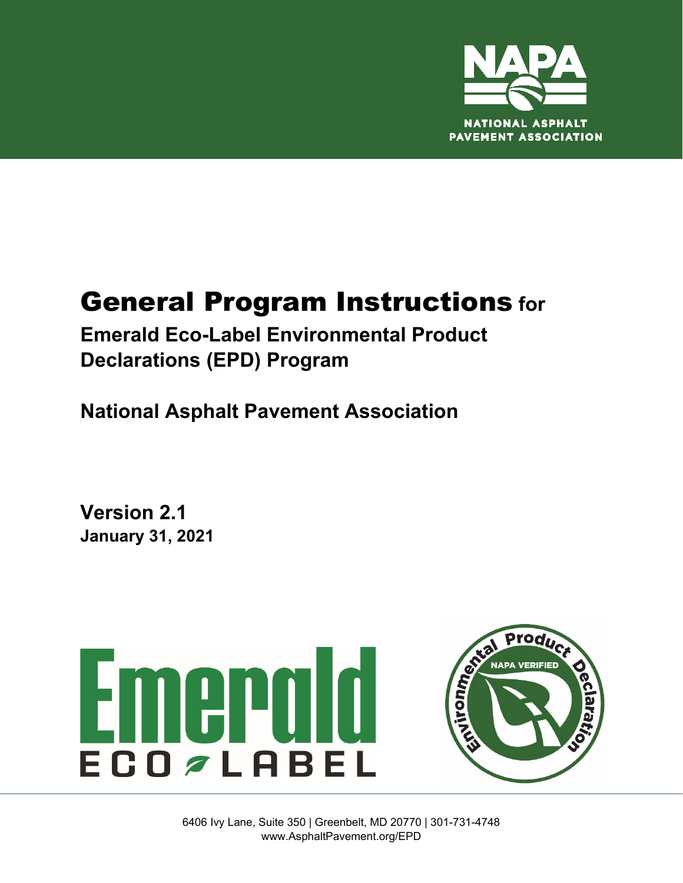NAPA

NATIONAL ASPHALT PAVEMENT ASSOCIATION

# General Program Instructions for

## Emerald Eco-Label Environmental Product Declarations (EPD) Program

## National Asphalt Pavement Association

**Version 2.1**

**January 31, 2021**

6406 Ivy Lane, Suite 350 | Greenbelt, MD 20770 | 301-731-4748
www.AsphaltPavement.org/EPD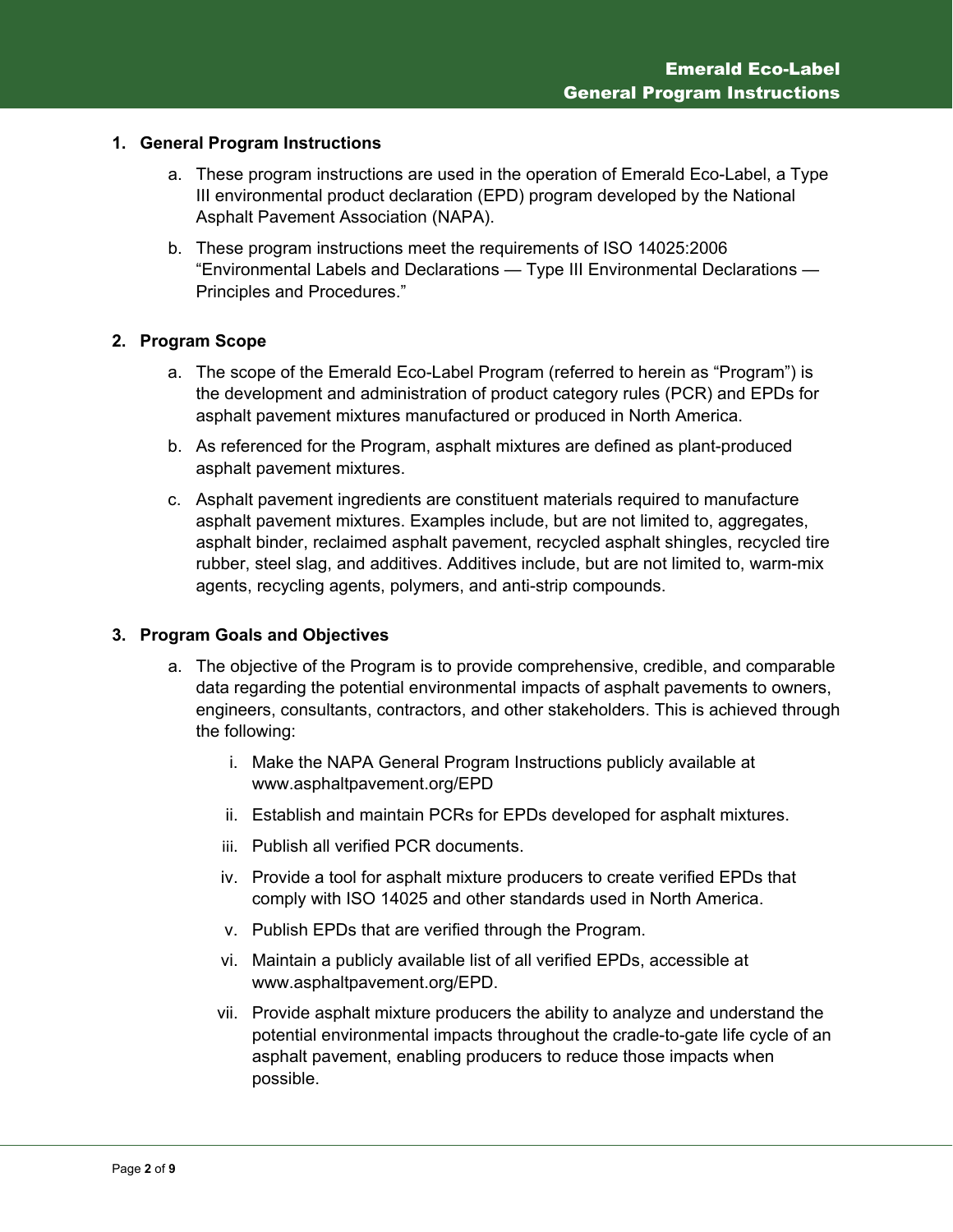## 1. General Program Instructions

a. These program instructions are used in the operation of Emerald Eco-Label, a Type III environmental product declaration (EPD) program developed by the National Asphalt Pavement Association (NAPA).

b. These program instructions meet the requirements of ISO 14025:2006 "Environmental Labels and Declarations — Type III Environmental Declarations — Principles and Procedures."

## 2. Program Scope

a. The scope of the Emerald Eco-Label Program (referred to herein as "Program") is the development and administration of product category rules (PCR) and EPDs for asphalt pavement mixtures manufactured or produced in North America.

b. As referenced for the Program, asphalt mixtures are defined as plant-produced asphalt pavement mixtures.

c. Asphalt pavement ingredients are constituent materials required to manufacture asphalt pavement mixtures. Examples include, but are not limited to, aggregates, asphalt binder, reclaimed asphalt pavement, recycled asphalt shingles, recycled tire rubber, steel slag, and additives. Additives include, but are not limited to, warm-mix agents, recycling agents, polymers, and anti-strip compounds.

## 3. Program Goals and Objectives

a. The objective of the Program is to provide comprehensive, credible, and comparable data regarding the potential environmental impacts of asphalt pavements to owners, engineers, consultants, contractors, and other stakeholders. This is achieved through the following:

   i. Make the NAPA General Program Instructions publicly available at www.asphaltpavement.org/EPD

   ii. Establish and maintain PCRs for EPDs developed for asphalt mixtures.

   iii. Publish all verified PCR documents.

   iv. Provide a tool for asphalt mixture producers to create verified EPDs that comply with ISO 14025 and other standards used in North America.

   v. Publish EPDs that are verified through the Program.

   vi. Maintain a publicly available list of all verified EPDs, accessible at www.asphaltpavement.org/EPD.

   vii. Provide asphalt mixture producers the ability to analyze and understand the potential environmental impacts throughout the cradle-to-gate life cycle of an asphalt pavement, enabling producers to reduce those impacts when possible.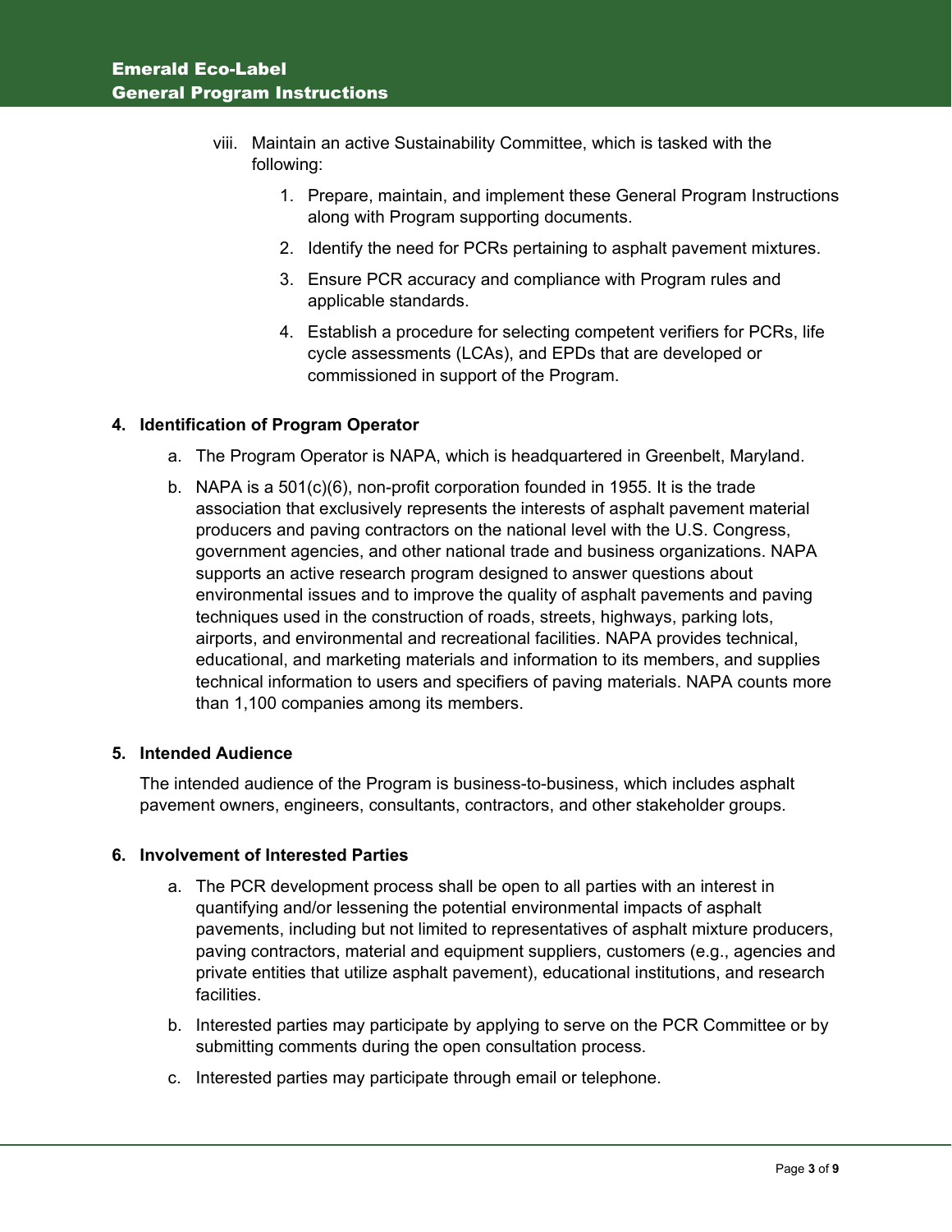viii. Maintain an active Sustainability Committee, which is tasked with the following:

1. Prepare, maintain, and implement these General Program Instructions along with Program supporting documents.
2. Identify the need for PCRs pertaining to asphalt pavement mixtures.
3. Ensure PCR accuracy and compliance with Program rules and applicable standards.
4. Establish a procedure for selecting competent verifiers for PCRs, life cycle assessments (LCAs), and EPDs that are developed or commissioned in support of the Program.

## 4. Identification of Program Operator

a. The Program Operator is NAPA, which is headquartered in Greenbelt, Maryland.

b. NAPA is a 501(c)(6), non-profit corporation founded in 1955. It is the trade association that exclusively represents the interests of asphalt pavement material producers and paving contractors on the national level with the U.S. Congress, government agencies, and other national trade and business organizations. NAPA supports an active research program designed to answer questions about environmental issues and to improve the quality of asphalt pavements and paving techniques used in the construction of roads, streets, highways, parking lots, airports, and environmental and recreational facilities. NAPA provides technical, educational, and marketing materials and information to its members, and supplies technical information to users and specifiers of paving materials. NAPA counts more than 1,100 companies among its members.

## 5. Intended Audience

The intended audience of the Program is business-to-business, which includes asphalt pavement owners, engineers, consultants, contractors, and other stakeholder groups.

## 6. Involvement of Interested Parties

a. The PCR development process shall be open to all parties with an interest in quantifying and/or lessening the potential environmental impacts of asphalt pavements, including but not limited to representatives of asphalt mixture producers, paving contractors, material and equipment suppliers, customers (e.g., agencies and private entities that utilize asphalt pavement), educational institutions, and research facilities.

b. Interested parties may participate by applying to serve on the PCR Committee or by submitting comments during the open consultation process.

c. Interested parties may participate through email or telephone.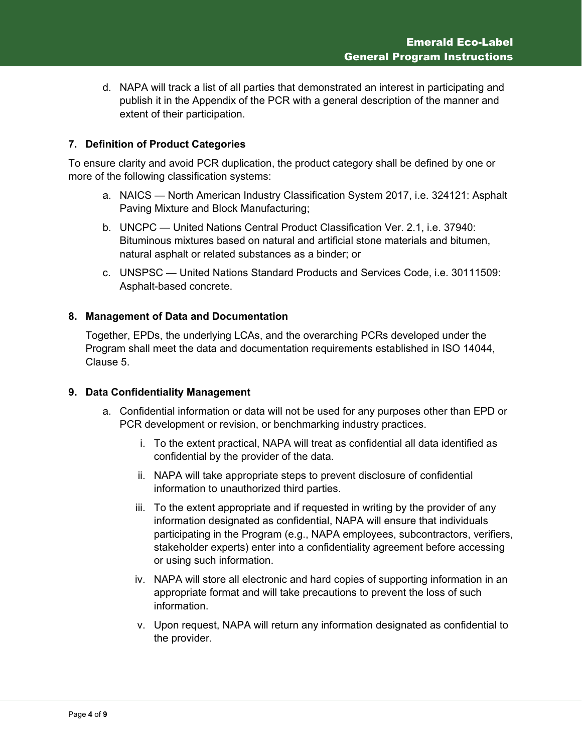d. NAPA will track a list of all parties that demonstrated an interest in participating and publish it in the Appendix of the PCR with a general description of the manner and extent of their participation.

## 7. Definition of Product Categories

To ensure clarity and avoid PCR duplication, the product category shall be defined by one or more of the following classification systems:

a. NAICS — North American Industry Classification System 2017, i.e. 324121: Asphalt Paving Mixture and Block Manufacturing;

b. UNCPC — United Nations Central Product Classification Ver. 2.1, i.e. 37940: Bituminous mixtures based on natural and artificial stone materials and bitumen, natural asphalt or related substances as a binder; or

c. UNSPSC — United Nations Standard Products and Services Code, i.e. 30111509: Asphalt-based concrete.

## 8. Management of Data and Documentation

Together, EPDs, the underlying LCAs, and the overarching PCRs developed under the Program shall meet the data and documentation requirements established in ISO 14044, Clause 5.

## 9. Data Confidentiality Management

a. Confidential information or data will not be used for any purposes other than EPD or PCR development or revision, or benchmarking industry practices.

   i. To the extent practical, NAPA will treat as confidential all data identified as confidential by the provider of the data.

   ii. NAPA will take appropriate steps to prevent disclosure of confidential information to unauthorized third parties.

   iii. To the extent appropriate and if requested in writing by the provider of any information designated as confidential, NAPA will ensure that individuals participating in the Program (e.g., NAPA employees, subcontractors, verifiers, stakeholder experts) enter into a confidentiality agreement before accessing or using such information.

   iv. NAPA will store all electronic and hard copies of supporting information in an appropriate format and will take precautions to prevent the loss of such information.

   v. Upon request, NAPA will return any information designated as confidential to the provider.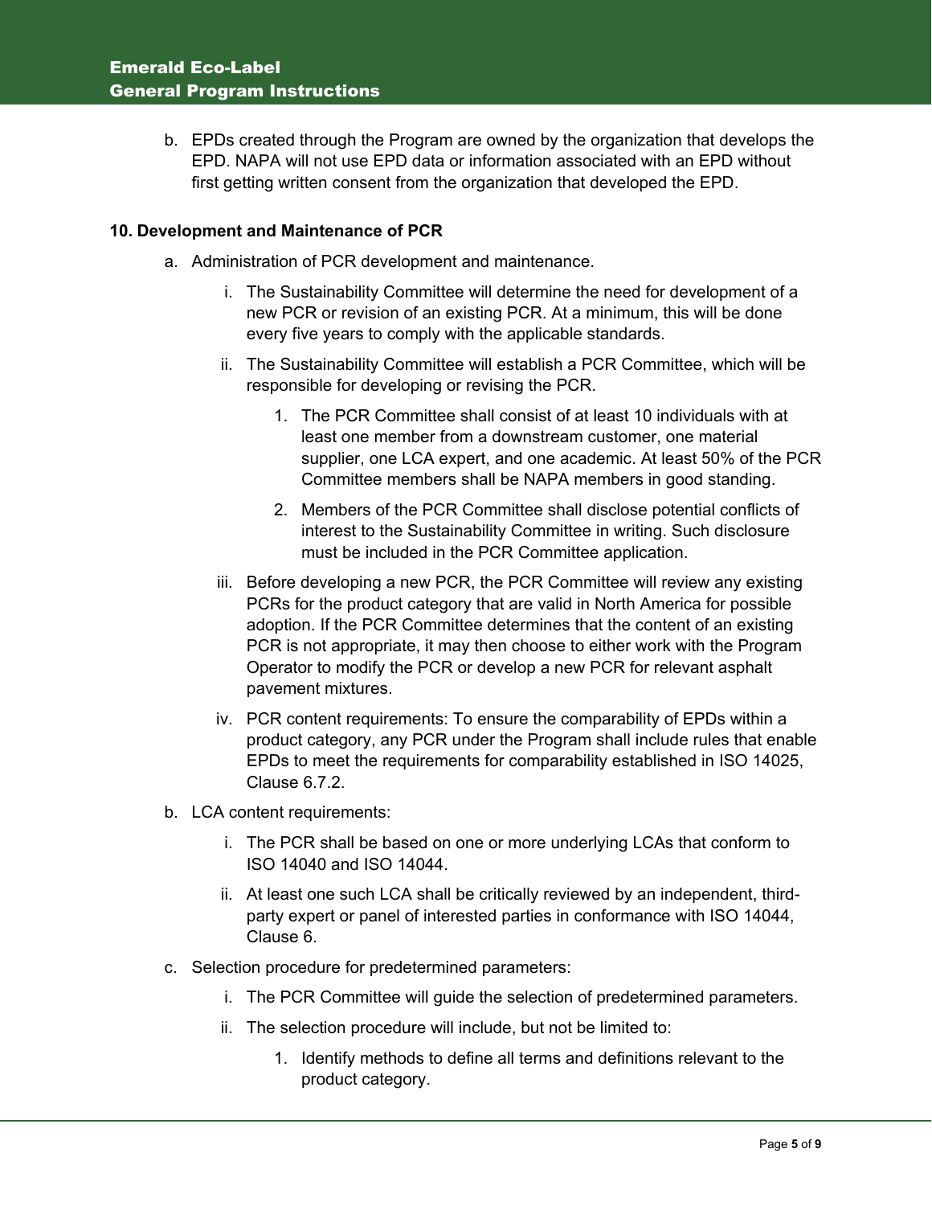b. EPDs created through the Program are owned by the organization that develops the EPD. NAPA will not use EPD data or information associated with an EPD without first getting written consent from the organization that developed the EPD.

**10. Development and Maintenance of PCR**

a. Administration of PCR development and maintenance.

   i. The Sustainability Committee will determine the need for development of a new PCR or revision of an existing PCR. At a minimum, this will be done every five years to comply with the applicable standards.

   ii. The Sustainability Committee will establish a PCR Committee, which will be responsible for developing or revising the PCR.

      1. The PCR Committee shall consist of at least 10 individuals with at least one member from a downstream customer, one material supplier, one LCA expert, and one academic. At least 50% of the PCR Committee members shall be NAPA members in good standing.

      2. Members of the PCR Committee shall disclose potential conflicts of interest to the Sustainability Committee in writing. Such disclosure must be included in the PCR Committee application.

   iii. Before developing a new PCR, the PCR Committee will review any existing PCRs for the product category that are valid in North America for possible adoption. If the PCR Committee determines that the content of an existing PCR is not appropriate, it may then choose to either work with the Program Operator to modify the PCR or develop a new PCR for relevant asphalt pavement mixtures.

   iv. PCR content requirements: To ensure the comparability of EPDs within a product category, any PCR under the Program shall include rules that enable EPDs to meet the requirements for comparability established in ISO 14025, Clause 6.7.2.

b. LCA content requirements:

   i. The PCR shall be based on one or more underlying LCAs that conform to ISO 14040 and ISO 14044.

   ii. At least one such LCA shall be critically reviewed by an independent, third-party expert or panel of interested parties in conformance with ISO 14044, Clause 6.

c. Selection procedure for predetermined parameters:

   i. The PCR Committee will guide the selection of predetermined parameters.

   ii. The selection procedure will include, but not be limited to:

      1. Identify methods to define all terms and definitions relevant to the product category.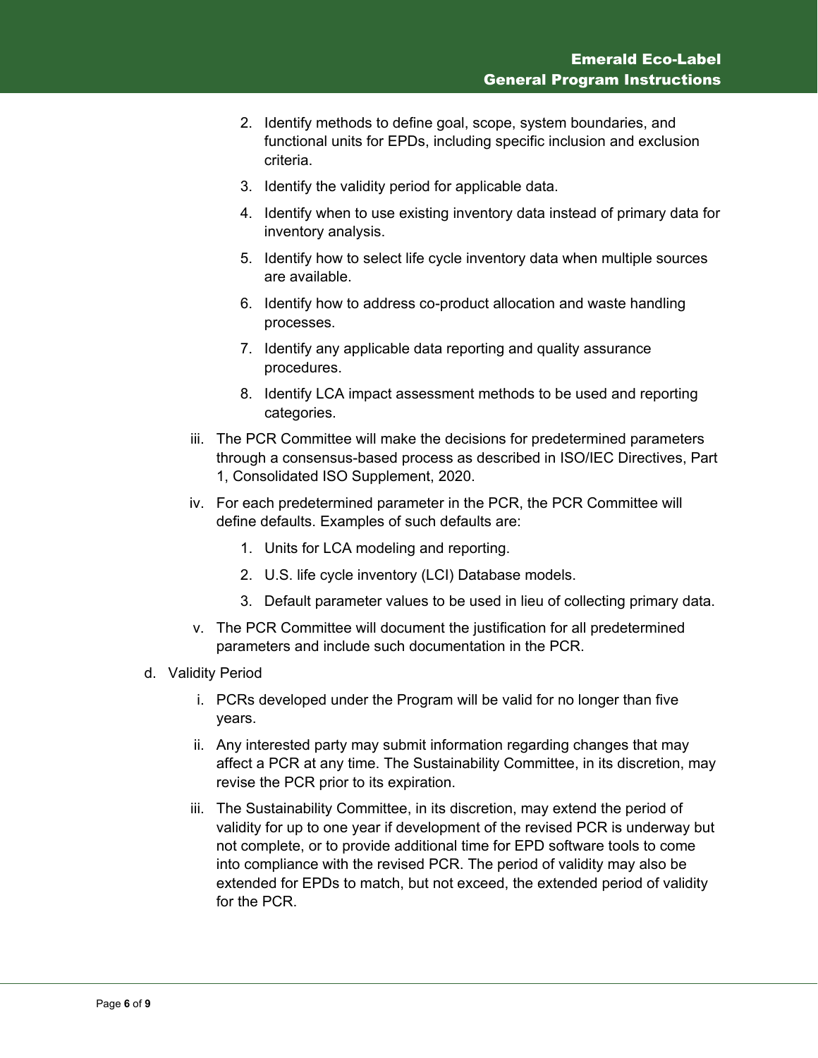2. Identify methods to define goal, scope, system boundaries, and functional units for EPDs, including specific inclusion and exclusion criteria.
3. Identify the validity period for applicable data.
4. Identify when to use existing inventory data instead of primary data for inventory analysis.
5. Identify how to select life cycle inventory data when multiple sources are available.
6. Identify how to address co-product allocation and waste handling processes.
7. Identify any applicable data reporting and quality assurance procedures.
8. Identify LCA impact assessment methods to be used and reporting categories.

iii. The PCR Committee will make the decisions for predetermined parameters through a consensus-based process as described in ISO/IEC Directives, Part 1, Consolidated ISO Supplement, 2020.

iv. For each predetermined parameter in the PCR, the PCR Committee will define defaults. Examples of such defaults are:

1. Units for LCA modeling and reporting.
2. U.S. life cycle inventory (LCI) Database models.
3. Default parameter values to be used in lieu of collecting primary data.

v. The PCR Committee will document the justification for all predetermined parameters and include such documentation in the PCR.

d. Validity Period

i. PCRs developed under the Program will be valid for no longer than five years.

ii. Any interested party may submit information regarding changes that may affect a PCR at any time. The Sustainability Committee, in its discretion, may revise the PCR prior to its expiration.

iii. The Sustainability Committee, in its discretion, may extend the period of validity for up to one year if development of the revised PCR is underway but not complete, or to provide additional time for EPD software tools to come into compliance with the revised PCR. The period of validity may also be extended for EPDs to match, but not exceed, the extended period of validity for the PCR.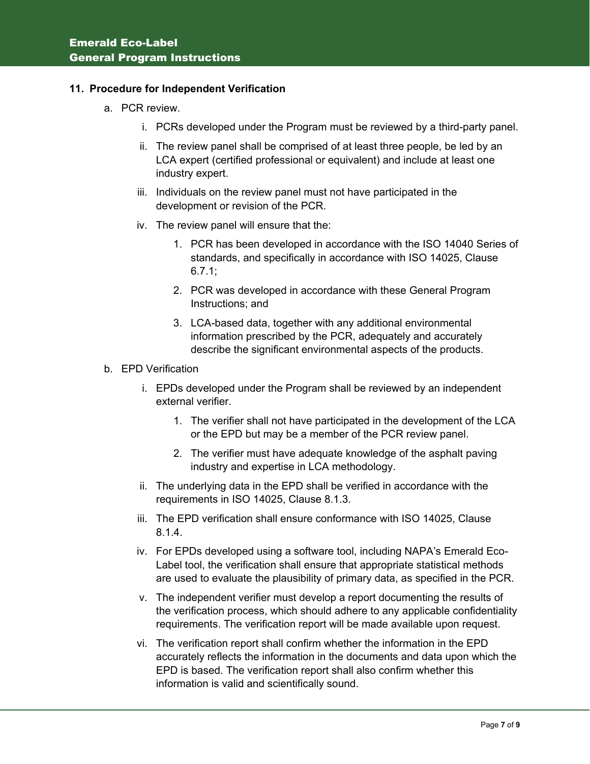**11. Procedure for Independent Verification**

a. PCR review.

   i. PCRs developed under the Program must be reviewed by a third-party panel.

   ii. The review panel shall be comprised of at least three people, be led by an LCA expert (certified professional or equivalent) and include at least one industry expert.

   iii. Individuals on the review panel must not have participated in the development or revision of the PCR.

   iv. The review panel will ensure that the:

      1. PCR has been developed in accordance with the ISO 14040 Series of standards, and specifically in accordance with ISO 14025, Clause 6.7.1;

      2. PCR was developed in accordance with these General Program Instructions; and

      3. LCA-based data, together with any additional environmental information prescribed by the PCR, adequately and accurately describe the significant environmental aspects of the products.

b. EPD Verification

   i. EPDs developed under the Program shall be reviewed by an independent external verifier.

      1. The verifier shall not have participated in the development of the LCA or the EPD but may be a member of the PCR review panel.

      2. The verifier must have adequate knowledge of the asphalt paving industry and expertise in LCA methodology.

   ii. The underlying data in the EPD shall be verified in accordance with the requirements in ISO 14025, Clause 8.1.3.

   iii. The EPD verification shall ensure conformance with ISO 14025, Clause 8.1.4.

   iv. For EPDs developed using a software tool, including NAPA's Emerald Eco-Label tool, the verification shall ensure that appropriate statistical methods are used to evaluate the plausibility of primary data, as specified in the PCR.

   v. The independent verifier must develop a report documenting the results of the verification process, which should adhere to any applicable confidentiality requirements. The verification report will be made available upon request.

   vi. The verification report shall confirm whether the information in the EPD accurately reflects the information in the documents and data upon which the EPD is based. The verification report shall also confirm whether this information is valid and scientifically sound.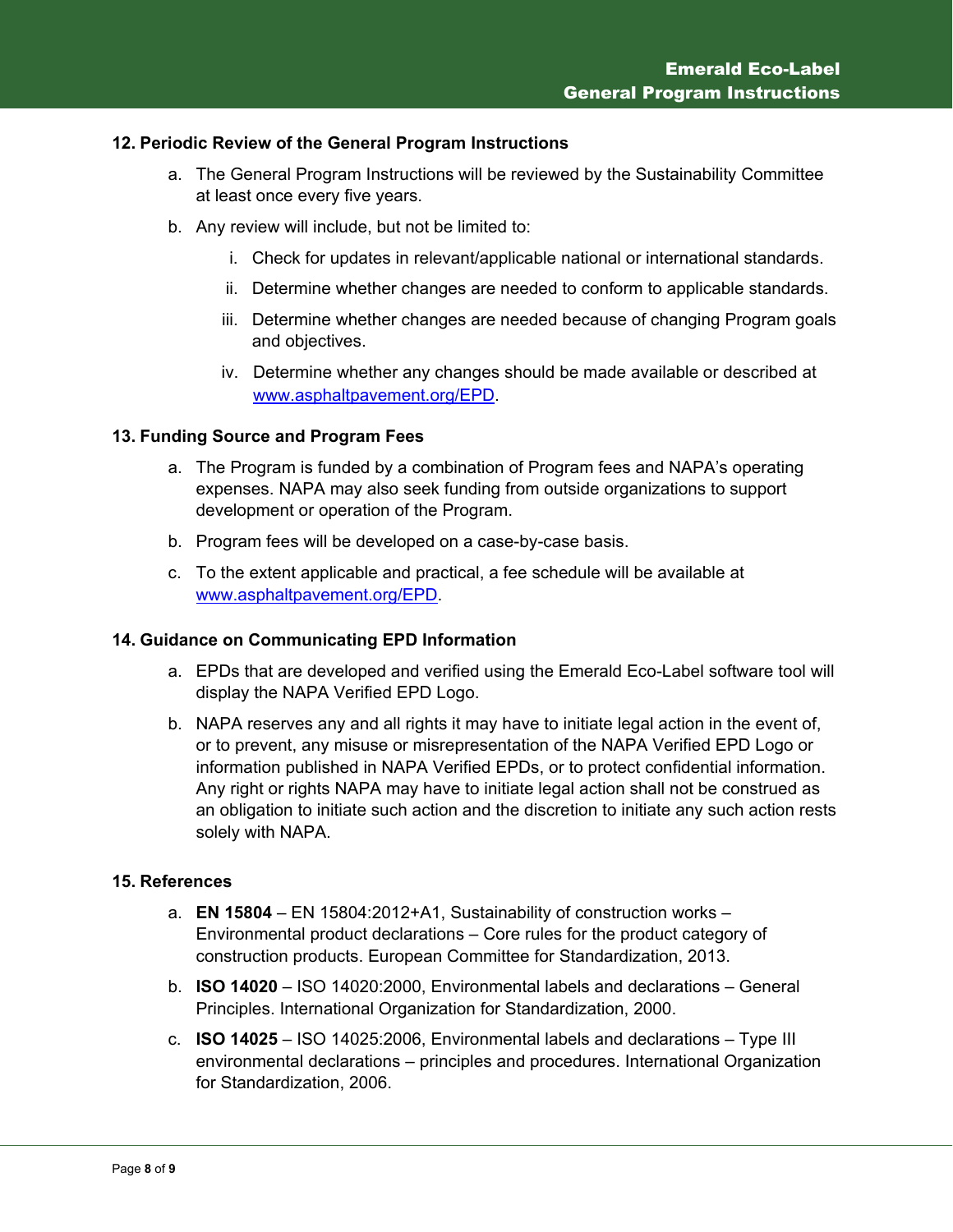## 12. Periodic Review of the General Program Instructions

a. The General Program Instructions will be reviewed by the Sustainability Committee at least once every five years.

b. Any review will include, but not be limited to:

   i. Check for updates in relevant/applicable national or international standards.

   ii. Determine whether changes are needed to conform to applicable standards.

   iii. Determine whether changes are needed because of changing Program goals and objectives.

   iv. Determine whether any changes should be made available or described at www.asphaltpavement.org/EPD.

## 13. Funding Source and Program Fees

a. The Program is funded by a combination of Program fees and NAPA's operating expenses. NAPA may also seek funding from outside organizations to support development or operation of the Program.

b. Program fees will be developed on a case-by-case basis.

c. To the extent applicable and practical, a fee schedule will be available at www.asphaltpavement.org/EPD.

## 14. Guidance on Communicating EPD Information

a. EPDs that are developed and verified using the Emerald Eco-Label software tool will display the NAPA Verified EPD Logo.

b. NAPA reserves any and all rights it may have to initiate legal action in the event of, or to prevent, any misuse or misrepresentation of the NAPA Verified EPD Logo or information published in NAPA Verified EPDs, or to protect confidential information. Any right or rights NAPA may have to initiate legal action shall not be construed as an obligation to initiate such action and the discretion to initiate any such action rests solely with NAPA.

## 15. References

a. **EN 15804** – EN 15804:2012+A1, Sustainability of construction works – Environmental product declarations – Core rules for the product category of construction products. European Committee for Standardization, 2013.

b. **ISO 14020** – ISO 14020:2000, Environmental labels and declarations – General Principles. International Organization for Standardization, 2000.

c. **ISO 14025** – ISO 14025:2006, Environmental labels and declarations – Type III environmental declarations – principles and procedures. International Organization for Standardization, 2006.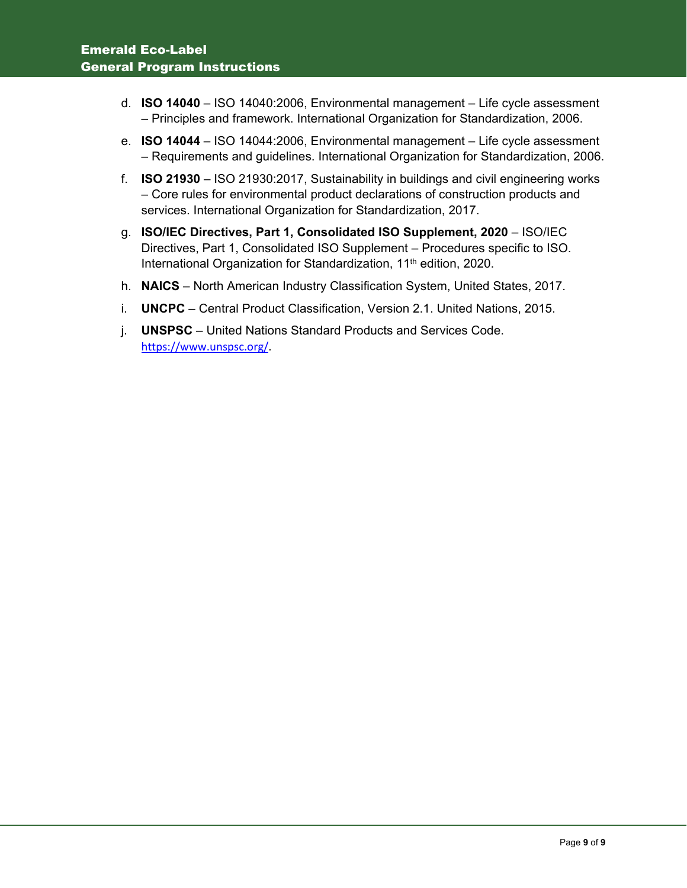d. **ISO 14040** – ISO 14040:2006, Environmental management – Life cycle assessment – Principles and framework. International Organization for Standardization, 2006.

e. **ISO 14044** – ISO 14044:2006, Environmental management – Life cycle assessment – Requirements and guidelines. International Organization for Standardization, 2006.

f. **ISO 21930** – ISO 21930:2017, Sustainability in buildings and civil engineering works – Core rules for environmental product declarations of construction products and services. International Organization for Standardization, 2017.

g. **ISO/IEC Directives, Part 1, Consolidated ISO Supplement, 2020** – ISO/IEC Directives, Part 1, Consolidated ISO Supplement – Procedures specific to ISO. International Organization for Standardization, 11th edition, 2020.

h. **NAICS** – North American Industry Classification System, United States, 2017.

i. **UNCPC** – Central Product Classification, Version 2.1. United Nations, 2015.

j. **UNSPSC** – United Nations Standard Products and Services Code. https://www.unspsc.org/.